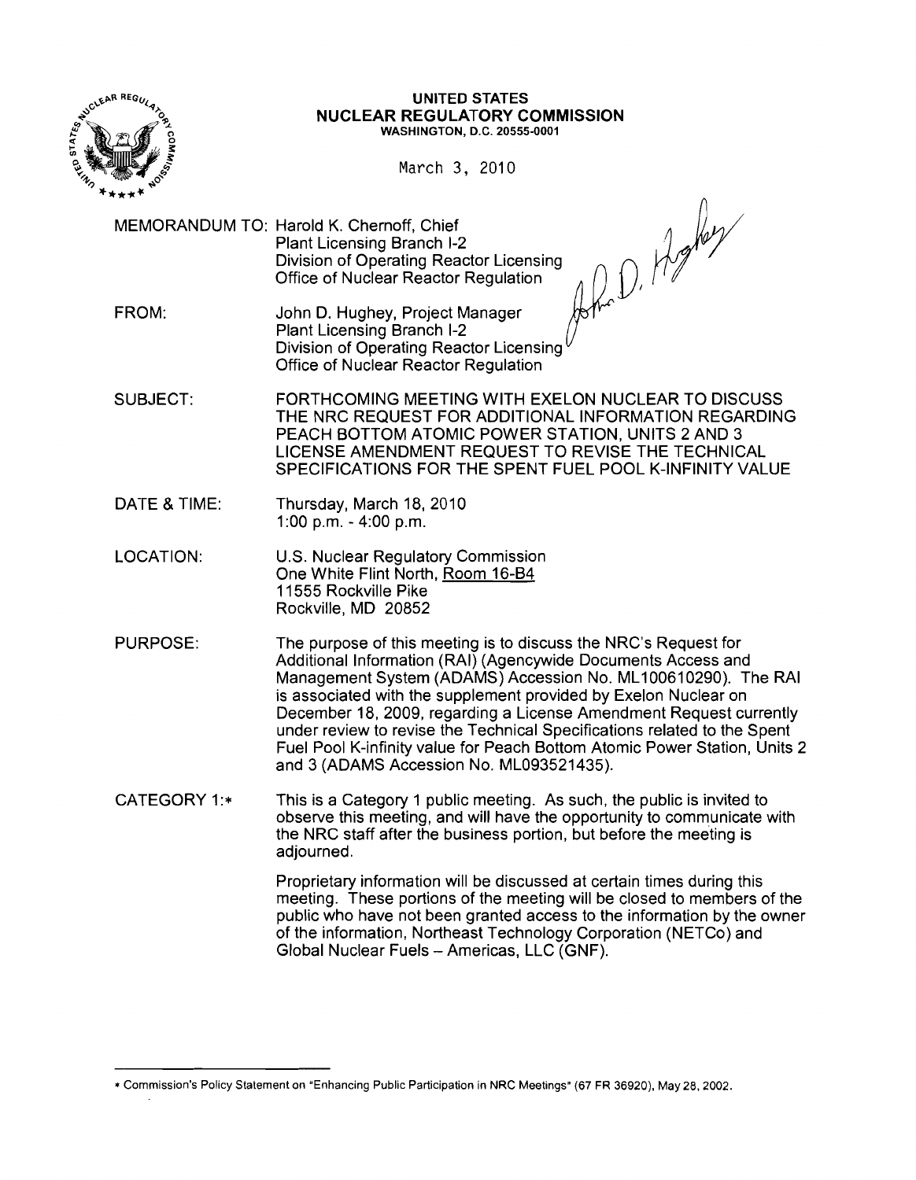**UNITED STATES**
**NUCLEAR REGULATORY COMMISSION**
WASHINGTON, D.C. 20555-0001

March 3, 2010

MEMORANDUM TO: Harold K. Chernoff, Chief
Plant Licensing Branch I-2
Division of Operating Reactor Licensing
Office of Nuclear Reactor Regulation

FROM: John D. Hughey, Project Manager
Plant Licensing Branch I-2
Division of Operating Reactor Licensing
Office of Nuclear Reactor Regulation

SUBJECT: FORTHCOMING MEETING WITH EXELON NUCLEAR TO DISCUSS THE NRC REQUEST FOR ADDITIONAL INFORMATION REGARDING PEACH BOTTOM ATOMIC POWER STATION, UNITS 2 AND 3 LICENSE AMENDMENT REQUEST TO REVISE THE TECHNICAL SPECIFICATIONS FOR THE SPENT FUEL POOL K-INFINITY VALUE

DATE & TIME: Thursday, March 18, 2010
1:00 p.m. - 4:00 p.m.

LOCATION: U.S. Nuclear Regulatory Commission
One White Flint North, Room 16-B4
11555 Rockville Pike
Rockville, MD 20852

PURPOSE: The purpose of this meeting is to discuss the NRC's Request for Additional Information (RAI) (Agencywide Documents Access and Management System (ADAMS) Accession No. ML100610290). The RAI is associated with the supplement provided by Exelon Nuclear on December 18, 2009, regarding a License Amendment Request currently under review to revise the Technical Specifications related to the Spent Fuel Pool K-infinity value for Peach Bottom Atomic Power Station, Units 2 and 3 (ADAMS Accession No. ML093521435).

CATEGORY 1:* This is a Category 1 public meeting. As such, the public is invited to observe this meeting, and will have the opportunity to communicate with the NRC staff after the business portion, but before the meeting is adjourned.

Proprietary information will be discussed at certain times during this meeting. These portions of the meeting will be closed to members of the public who have not been granted access to the information by the owner of the information, Northeast Technology Corporation (NETCo) and Global Nuclear Fuels – Americas, LLC (GNF).

---

* Commission's Policy Statement on "Enhancing Public Participation in NRC Meetings" (67 FR 36920), May 28, 2002.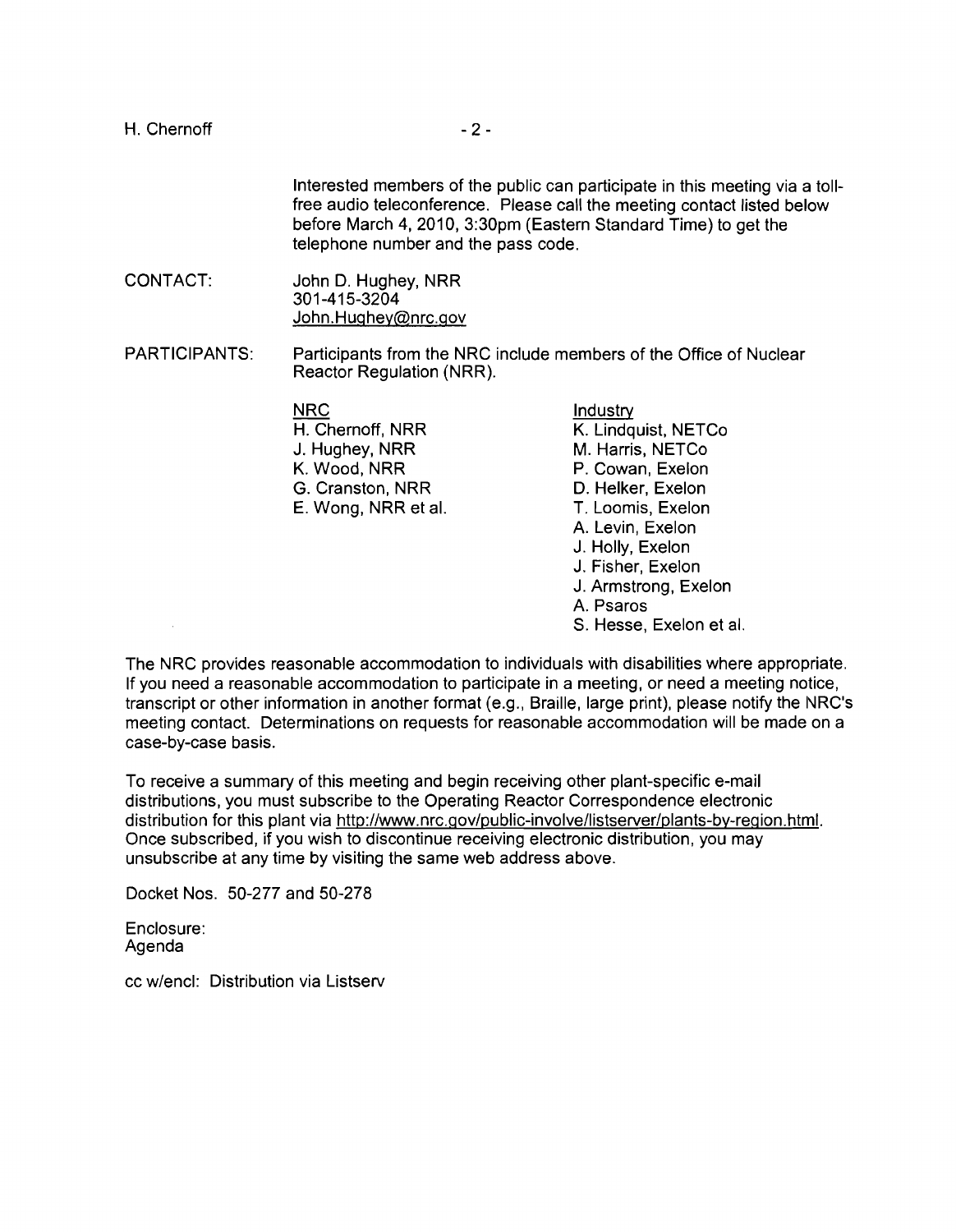Interested members of the public can participate in this meeting via a toll-free audio teleconference. Please call the meeting contact listed below before March 4, 2010, 3:30pm (Eastern Standard Time) to get the telephone number and the pass code.

CONTACT: John D. Hughey, NRR
301-415-3204
John.Hughey@nrc.gov

PARTICIPANTS: Participants from the NRC include members of the Office of Nuclear Reactor Regulation (NRR).

| NRC | Industry |
|---|---|
| H. Chernoff, NRR | K. Lindquist, NETCo |
| J. Hughey, NRR | M. Harris, NETCo |
| K. Wood, NRR | P. Cowan, Exelon |
| G. Cranston, NRR | D. Helker, Exelon |
| E. Wong, NRR et al. | T. Loomis, Exelon |
| | A. Levin, Exelon |
| | J. Holly, Exelon |
| | J. Fisher, Exelon |
| | J. Armstrong, Exelon |
| | A. Psaros |
| | S. Hesse, Exelon et al. |

The NRC provides reasonable accommodation to individuals with disabilities where appropriate. If you need a reasonable accommodation to participate in a meeting, or need a meeting notice, transcript or other information in another format (e.g., Braille, large print), please notify the NRC's meeting contact. Determinations on requests for reasonable accommodation will be made on a case-by-case basis.

To receive a summary of this meeting and begin receiving other plant-specific e-mail distributions, you must subscribe to the Operating Reactor Correspondence electronic distribution for this plant via http://www.nrc.gov/public-involve/listserver/plants-by-region.html. Once subscribed, if you wish to discontinue receiving electronic distribution, you may unsubscribe at any time by visiting the same web address above.

Docket Nos. 50-277 and 50-278

Enclosure:
Agenda

cc w/encl: Distribution via Listserv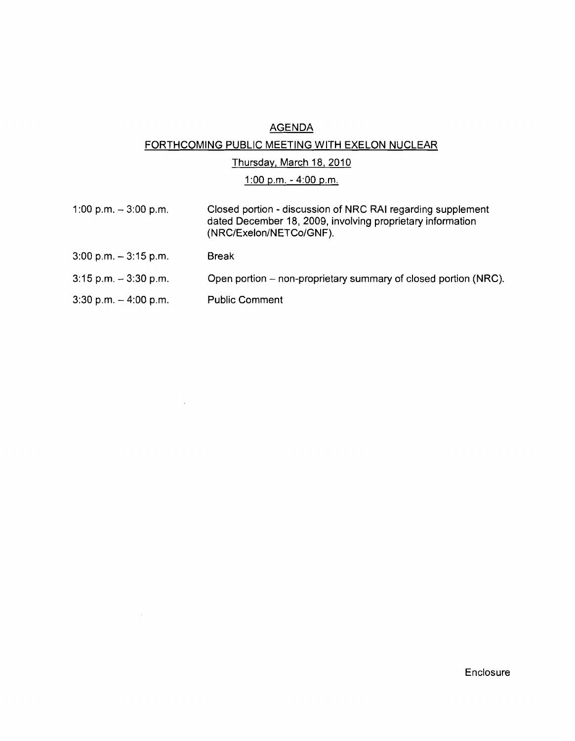# AGENDA

## FORTHCOMING PUBLIC MEETING WITH EXELON NUCLEAR

Thursday, March 18, 2010

1:00 p.m. - 4:00 p.m.

| | |
|---|---|
| 1:00 p.m. – 3:00 p.m. | Closed portion - discussion of NRC RAI regarding supplement dated December 18, 2009, involving proprietary information (NRC/Exelon/NETCo/GNF). |
| 3:00 p.m. – 3:15 p.m. | Break |
| 3:15 p.m. – 3:30 p.m. | Open portion – non-proprietary summary of closed portion (NRC). |
| 3:30 p.m. – 4:00 p.m. | Public Comment |

Enclosure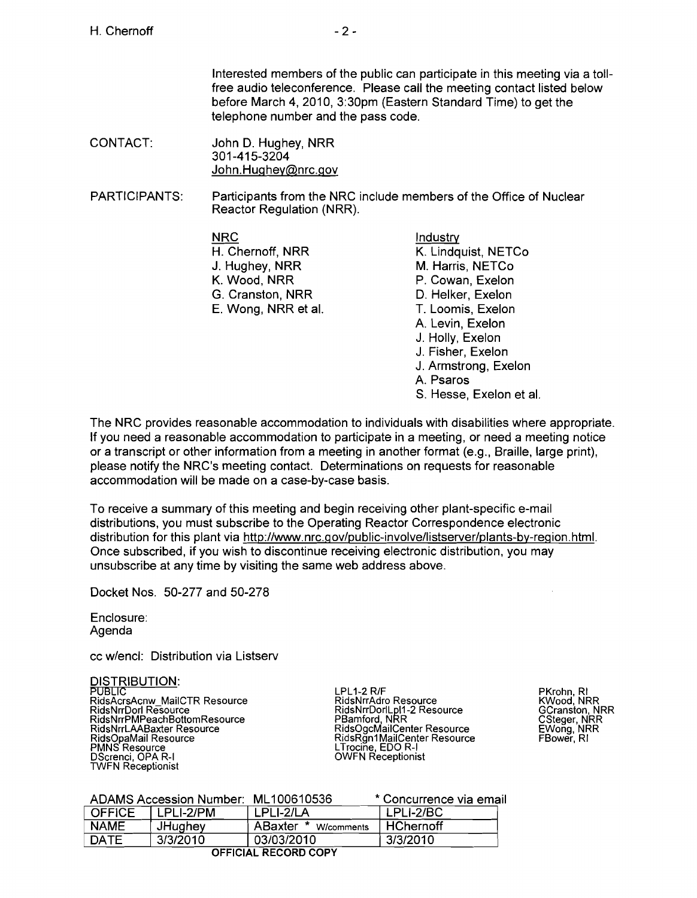Interested members of the public can participate in this meeting via a toll-free audio teleconference. Please call the meeting contact listed below before March 4, 2010, 3:30pm (Eastern Standard Time) to get the telephone number and the pass code.

CONTACT: John D. Hughey, NRR
301-415-3204
John.Hughey@nrc.gov

PARTICIPANTS: Participants from the NRC include members of the Office of Nuclear Reactor Regulation (NRR).

| NRC | Industry |
|---|---|
| H. Chernoff, NRR | K. Lindquist, NETCo |
| J. Hughey, NRR | M. Harris, NETCo |
| K. Wood, NRR | P. Cowan, Exelon |
| G. Cranston, NRR | D. Helker, Exelon |
| E. Wong, NRR et al. | T. Loomis, Exelon |
| | A. Levin, Exelon |
| | J. Holly, Exelon |
| | J. Fisher, Exelon |
| | J. Armstrong, Exelon |
| | A. Psaros |
| | S. Hesse, Exelon et al. |

The NRC provides reasonable accommodation to individuals with disabilities where appropriate. If you need a reasonable accommodation to participate in a meeting, or need a meeting notice or a transcript or other information from a meeting in another format (e.g., Braille, large print), please notify the NRC's meeting contact. Determinations on requests for reasonable accommodation will be made on a case-by-case basis.

To receive a summary of this meeting and begin receiving other plant-specific e-mail distributions, you must subscribe to the Operating Reactor Correspondence electronic distribution for this plant via http://www.nrc.gov/public-involve/listserver/plants-by-region.html. Once subscribed, if you wish to discontinue receiving electronic distribution, you may unsubscribe at any time by visiting the same web address above.

Docket Nos. 50-277 and 50-278

Enclosure:
Agenda

cc w/encl: Distribution via Listserv

DISTRIBUTION:
PUBLIC
RidsAcrsAcnw_MailCTR Resource
RidsNrrDorl Resource
RidsNrrPMPeachBottomResource
RidsNrrLAABaxter Resource
RidsOpaMail Resource
PMNS Resource
DScrenci, OPA R-I
TWFN Receptionist
LPL1-2 R/F
RidsNrrAdro Resource
RidsNrrDorlLpl1-2 Resource
PBamford, NRR
RidsOgcMailCenter Resource
RidsRgn1MailCenter Resource
LTrocine, EDO R-I
OWFN Receptionist
PKrohn, RI
KWood, NRR
GCranston, NRR
CSteger, NRR
EWong, NRR
FBower, RI

ADAMS Accession Number: ML100610536 * Concurrence via email

| OFFICE | LPLI-2/PM | LPLI-2/LA | LPLI-2/BC |
|---|---|---|---|
| NAME | JHughey | ABaxter * W/comments | HChernoff |
| DATE | 3/3/2010 | 03/03/2010 | 3/3/2010 |

OFFICIAL RECORD COPY